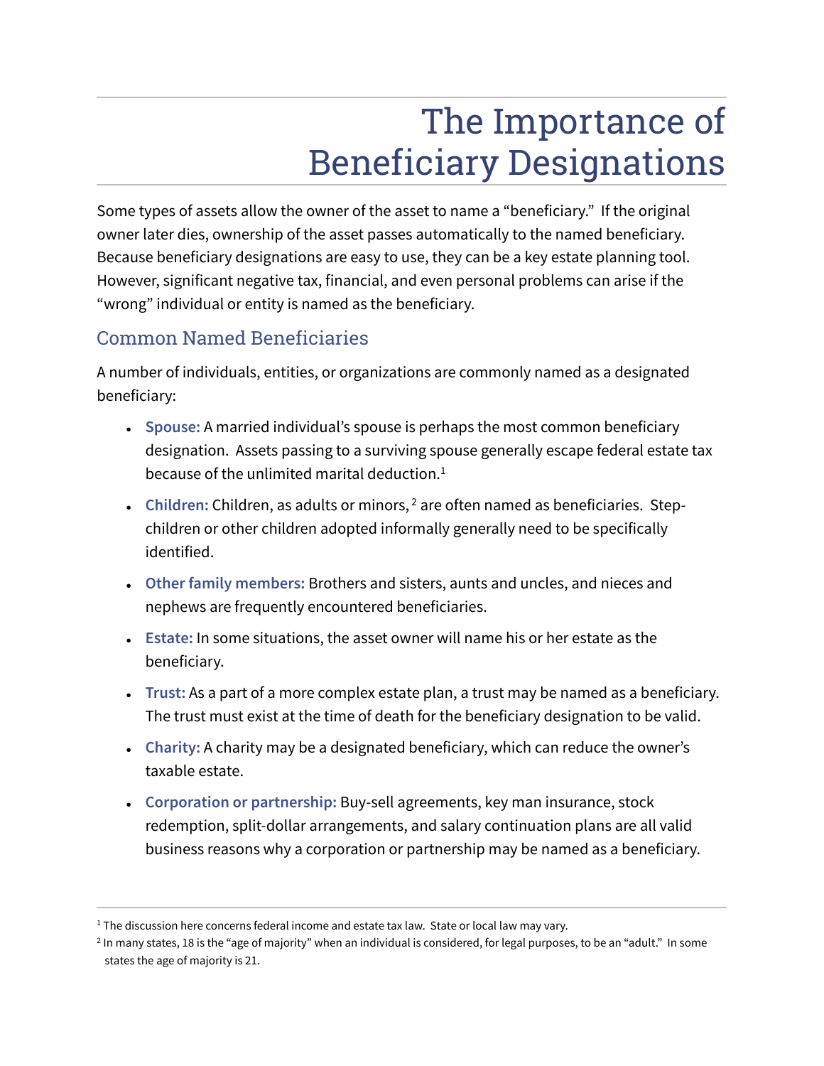# The Importance of Beneficiary Designations

Some types of assets allow the owner of the asset to name a "beneficiary." If the original owner later dies, ownership of the asset passes automatically to the named beneficiary. Because beneficiary designations are easy to use, they can be a key estate planning tool. However, significant negative tax, financial, and even personal problems can arise if the "wrong" individual or entity is named as the beneficiary.

## Common Named Beneficiaries

A number of individuals, entities, or organizations are commonly named as a designated beneficiary:

- **Spouse:** A married individual's spouse is perhaps the most common beneficiary designation. Assets passing to a surviving spouse generally escape federal estate tax because of the unlimited marital deduction.[1]
- **Children:** Children, as adults or minors,[2] are often named as beneficiaries. Step-children or other children adopted informally generally need to be specifically identified.
- **Other family members:** Brothers and sisters, aunts and uncles, and nieces and nephews are frequently encountered beneficiaries.
- **Estate:** In some situations, the asset owner will name his or her estate as the beneficiary.
- **Trust:** As a part of a more complex estate plan, a trust may be named as a beneficiary. The trust must exist at the time of death for the beneficiary designation to be valid.
- **Charity:** A charity may be a designated beneficiary, which can reduce the owner's taxable estate.
- **Corporation or partnership:** Buy-sell agreements, key man insurance, stock redemption, split-dollar arrangements, and salary continuation plans are all valid business reasons why a corporation or partnership may be named as a beneficiary.

---

[1] The discussion here concerns federal income and estate tax law. State or local law may vary.

[2] In many states, 18 is the "age of majority" when an individual is considered, for legal purposes, to be an "adult." In some states the age of majority is 21.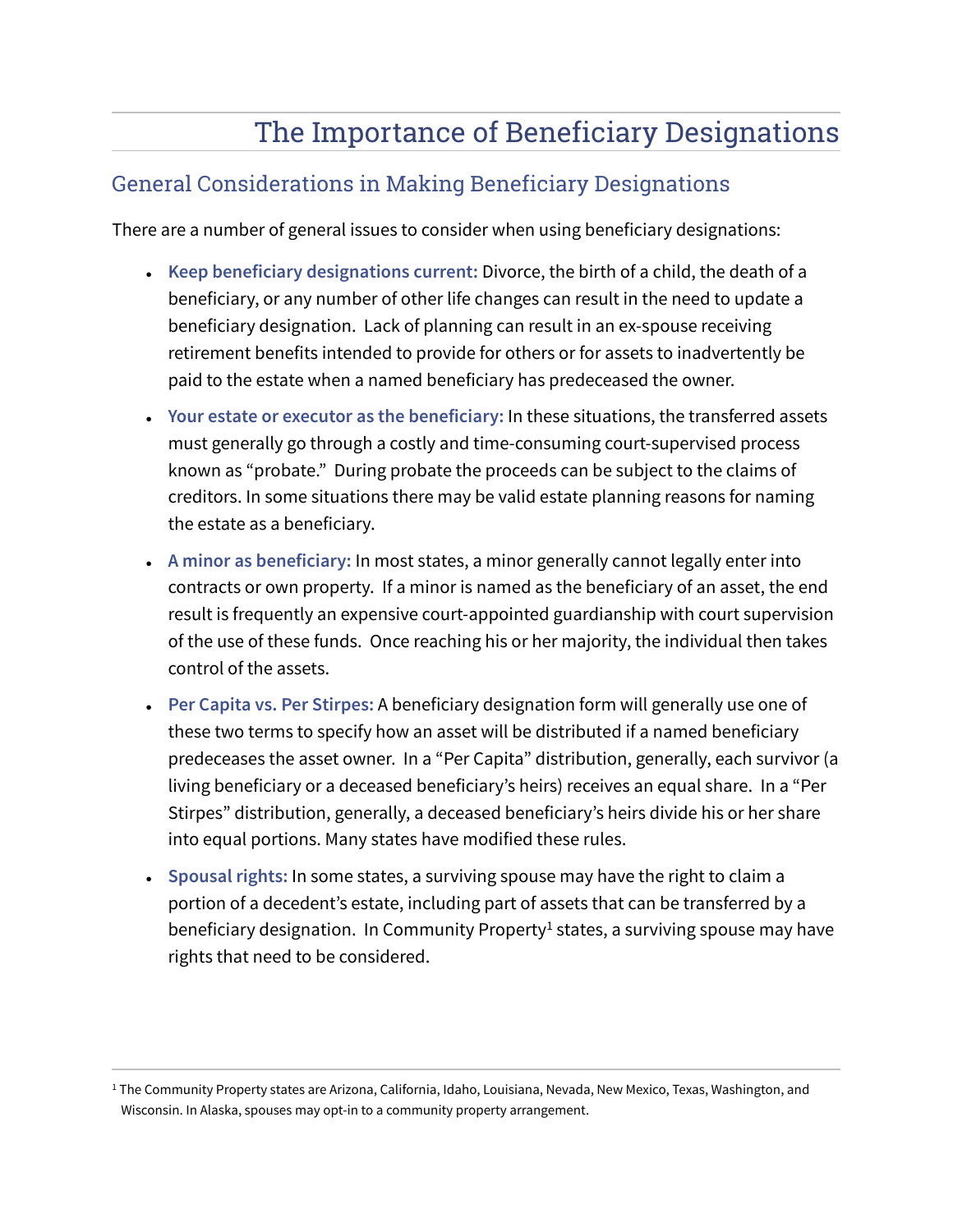# The Importance of Beneficiary Designations

## General Considerations in Making Beneficiary Designations

There are a number of general issues to consider when using beneficiary designations:

- **Keep beneficiary designations current:** Divorce, the birth of a child, the death of a beneficiary, or any number of other life changes can result in the need to update a beneficiary designation. Lack of planning can result in an ex-spouse receiving retirement benefits intended to provide for others or for assets to inadvertently be paid to the estate when a named beneficiary has predeceased the owner.

- **Your estate or executor as the beneficiary:** In these situations, the transferred assets must generally go through a costly and time-consuming court-supervised process known as "probate." During probate the proceeds can be subject to the claims of creditors. In some situations there may be valid estate planning reasons for naming the estate as a beneficiary.

- **A minor as beneficiary:** In most states, a minor generally cannot legally enter into contracts or own property. If a minor is named as the beneficiary of an asset, the end result is frequently an expensive court-appointed guardianship with court supervision of the use of these funds. Once reaching his or her majority, the individual then takes control of the assets.

- **Per Capita vs. Per Stirpes:** A beneficiary designation form will generally use one of these two terms to specify how an asset will be distributed if a named beneficiary predeceases the asset owner. In a "Per Capita" distribution, generally, each survivor (a living beneficiary or a deceased beneficiary's heirs) receives an equal share. In a "Per Stirpes" distribution, generally, a deceased beneficiary's heirs divide his or her share into equal portions. Many states have modified these rules.

- **Spousal rights:** In some states, a surviving spouse may have the right to claim a portion of a decedent's estate, including part of assets that can be transferred by a beneficiary designation. In Community Property[1] states, a surviving spouse may have rights that need to be considered.

---

[1] The Community Property states are Arizona, California, Idaho, Louisiana, Nevada, New Mexico, Texas, Washington, and Wisconsin. In Alaska, spouses may opt-in to a community property arrangement.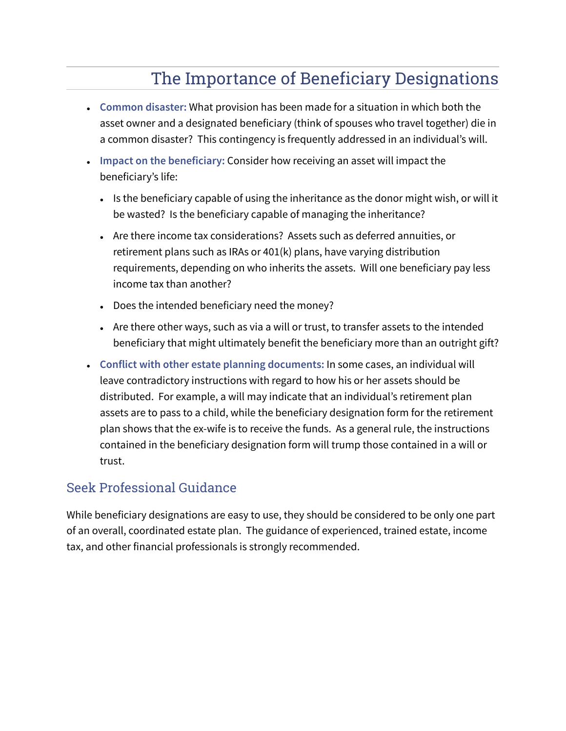# The Importance of Beneficiary Designations

- **Common disaster:** What provision has been made for a situation in which both the asset owner and a designated beneficiary (think of spouses who travel together) die in a common disaster? This contingency is frequently addressed in an individual's will.
- **Impact on the beneficiary:** Consider how receiving an asset will impact the beneficiary's life:
  - Is the beneficiary capable of using the inheritance as the donor might wish, or will it be wasted? Is the beneficiary capable of managing the inheritance?
  - Are there income tax considerations? Assets such as deferred annuities, or retirement plans such as IRAs or 401(k) plans, have varying distribution requirements, depending on who inherits the assets. Will one beneficiary pay less income tax than another?
  - Does the intended beneficiary need the money?
  - Are there other ways, such as via a will or trust, to transfer assets to the intended beneficiary that might ultimately benefit the beneficiary more than an outright gift?
- **Conflict with other estate planning documents:** In some cases, an individual will leave contradictory instructions with regard to how his or her assets should be distributed. For example, a will may indicate that an individual's retirement plan assets are to pass to a child, while the beneficiary designation form for the retirement plan shows that the ex-wife is to receive the funds. As a general rule, the instructions contained in the beneficiary designation form will trump those contained in a will or trust.

## Seek Professional Guidance

While beneficiary designations are easy to use, they should be considered to be only one part of an overall, coordinated estate plan. The guidance of experienced, trained estate, income tax, and other financial professionals is strongly recommended.